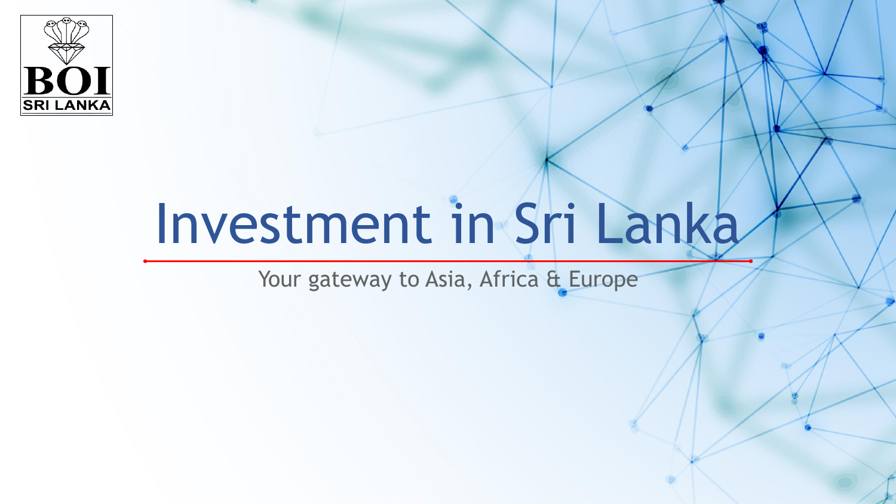BOI SRI LANKA

# Investment in Sri Lanka

Your gateway to Asia, Africa & Europe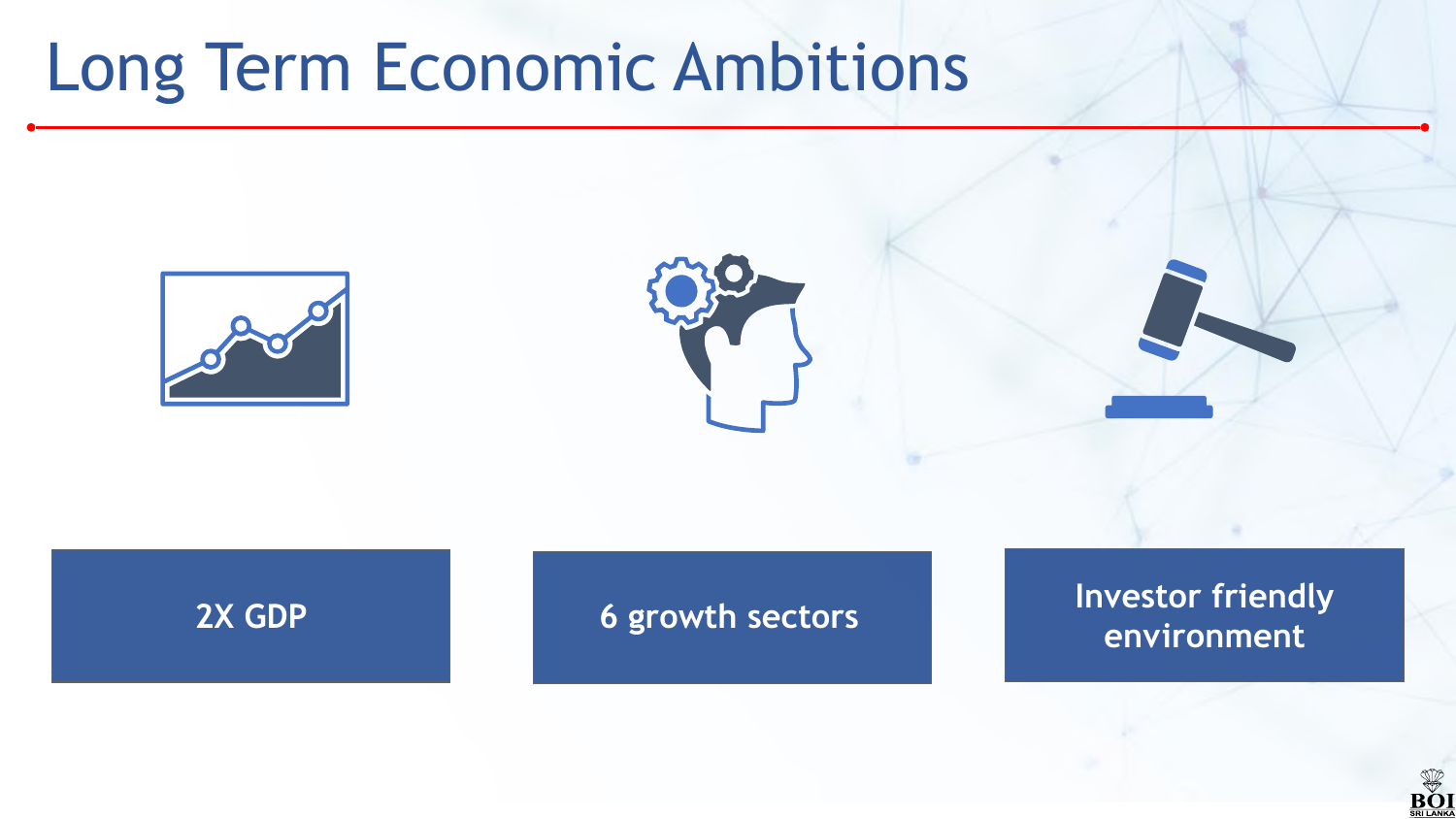# Long Term Economic Ambitions

- 2X GDP
- 6 growth sectors
- Investor friendly environment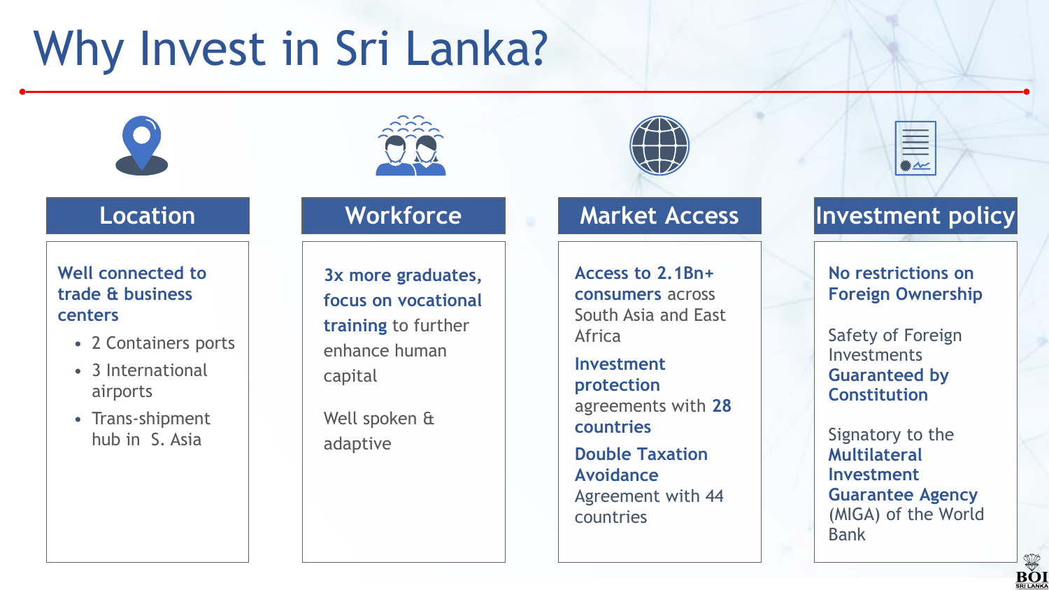# Why Invest in Sri Lanka?

## Location

**Well connected to trade & business centers**

- 2 Containers ports
- 3 International airports
- Trans-shipment hub in S. Asia

## Workforce

**3x more graduates, focus on vocational training** to further enhance human capital

Well spoken & adaptive

## Market Access

**Access to 2.1Bn+ consumers** across South Asia and East Africa

**Investment protection** agreements with **28 countries**

**Double Taxation Avoidance** Agreement with 44 countries

## Investment policy

**No restrictions on Foreign Ownership**

Safety of Foreign Investments **Guaranteed by Constitution**

Signatory to the **Multilateral Investment Guarantee Agency** (MIGA) of the World Bank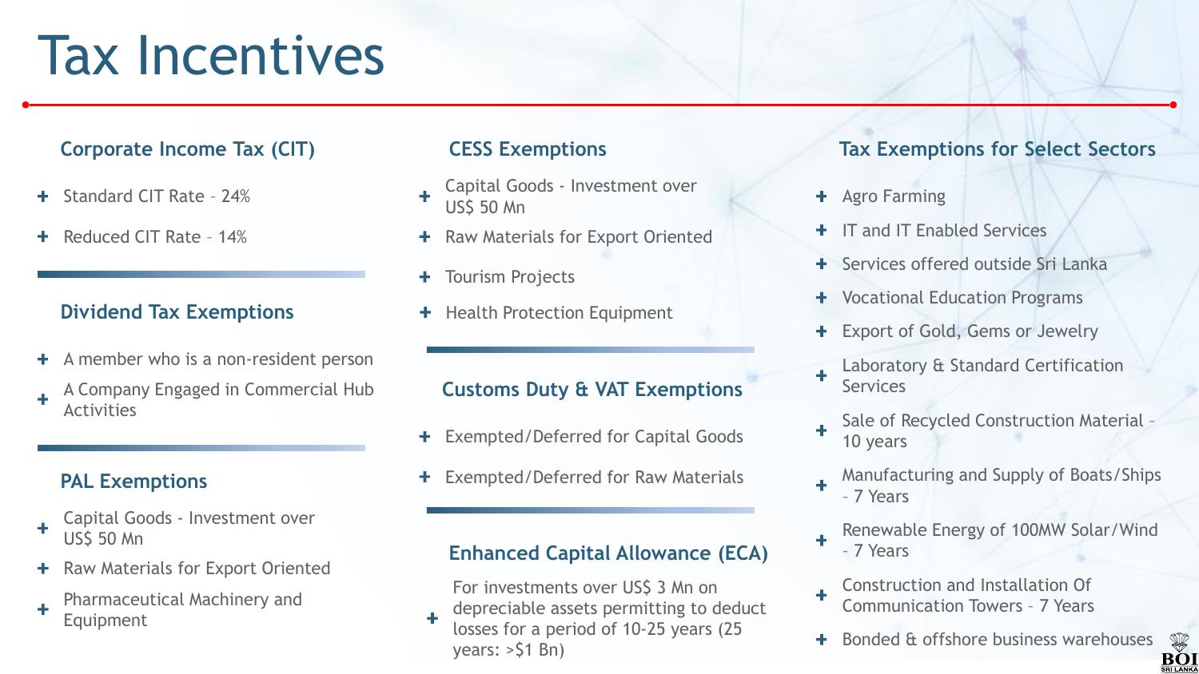# Tax Incentives

## Corporate Income Tax (CIT)

- Standard CIT Rate – 24%
- Reduced CIT Rate – 14%

## Dividend Tax Exemptions

- A member who is a non-resident person
- A Company Engaged in Commercial Hub Activities

## PAL Exemptions

- Capital Goods - Investment over US$ 50 Mn
- Raw Materials for Export Oriented
- Pharmaceutical Machinery and Equipment

## CESS Exemptions

- Capital Goods - Investment over US$ 50 Mn
- Raw Materials for Export Oriented
- Tourism Projects
- Health Protection Equipment

## Customs Duty & VAT Exemptions

- Exempted/Deferred for Capital Goods
- Exempted/Deferred for Raw Materials

## Enhanced Capital Allowance (ECA)

- For investments over US$ 3 Mn on depreciable assets permitting to deduct losses for a period of 10-25 years (25 years: >$1 Bn)

## Tax Exemptions for Select Sectors

- Agro Farming
- IT and IT Enabled Services
- Services offered outside Sri Lanka
- Vocational Education Programs
- Export of Gold, Gems or Jewelry
- Laboratory & Standard Certification Services
- Sale of Recycled Construction Material – 10 years
- Manufacturing and Supply of Boats/Ships – 7 Years
- Renewable Energy of 100MW Solar/Wind – 7 Years
- Construction and Installation Of Communication Towers – 7 Years
- Bonded & offshore business warehouses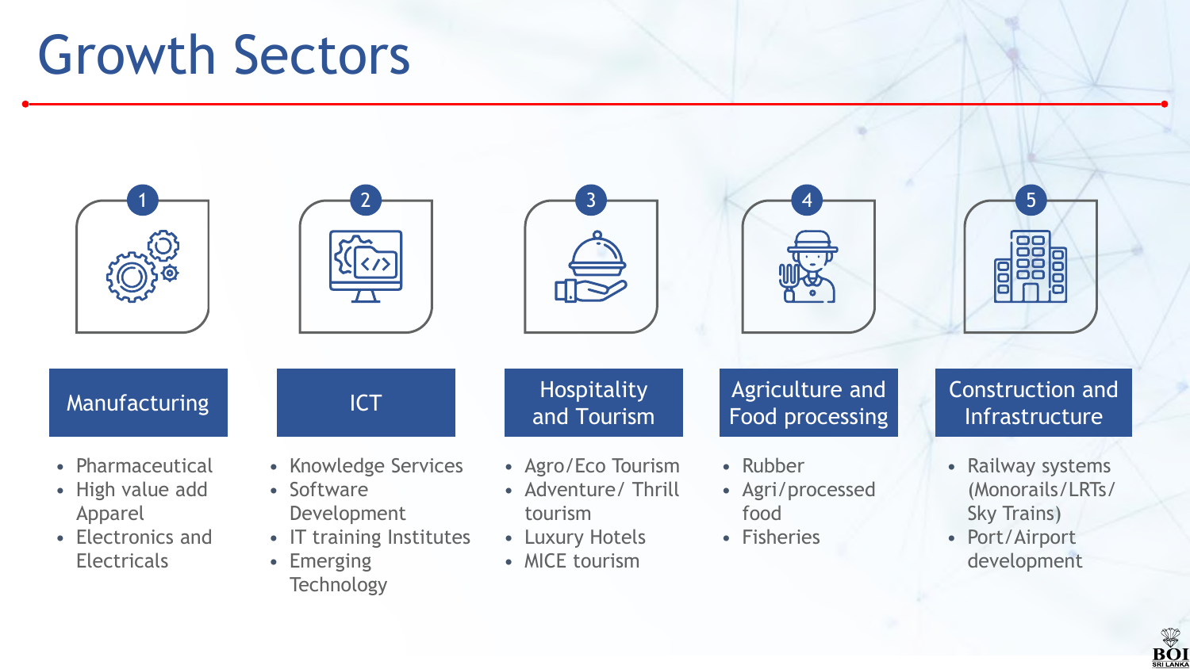# Growth Sectors

## 1. Manufacturing

- Pharmaceutical
- High value add Apparel
- Electronics and Electricals

## 2. ICT

- Knowledge Services
- Software Development
- IT training Institutes
- Emerging Technology

## 3. Hospitality and Tourism

- Agro/Eco Tourism
- Adventure/ Thrill tourism
- Luxury Hotels
- MICE tourism

## 4. Agriculture and Food processing

- Rubber
- Agri/processed food
- Fisheries

## 5. Construction and Infrastructure

- Railway systems (Monorails/LRTs/ Sky Trains)
- Port/Airport development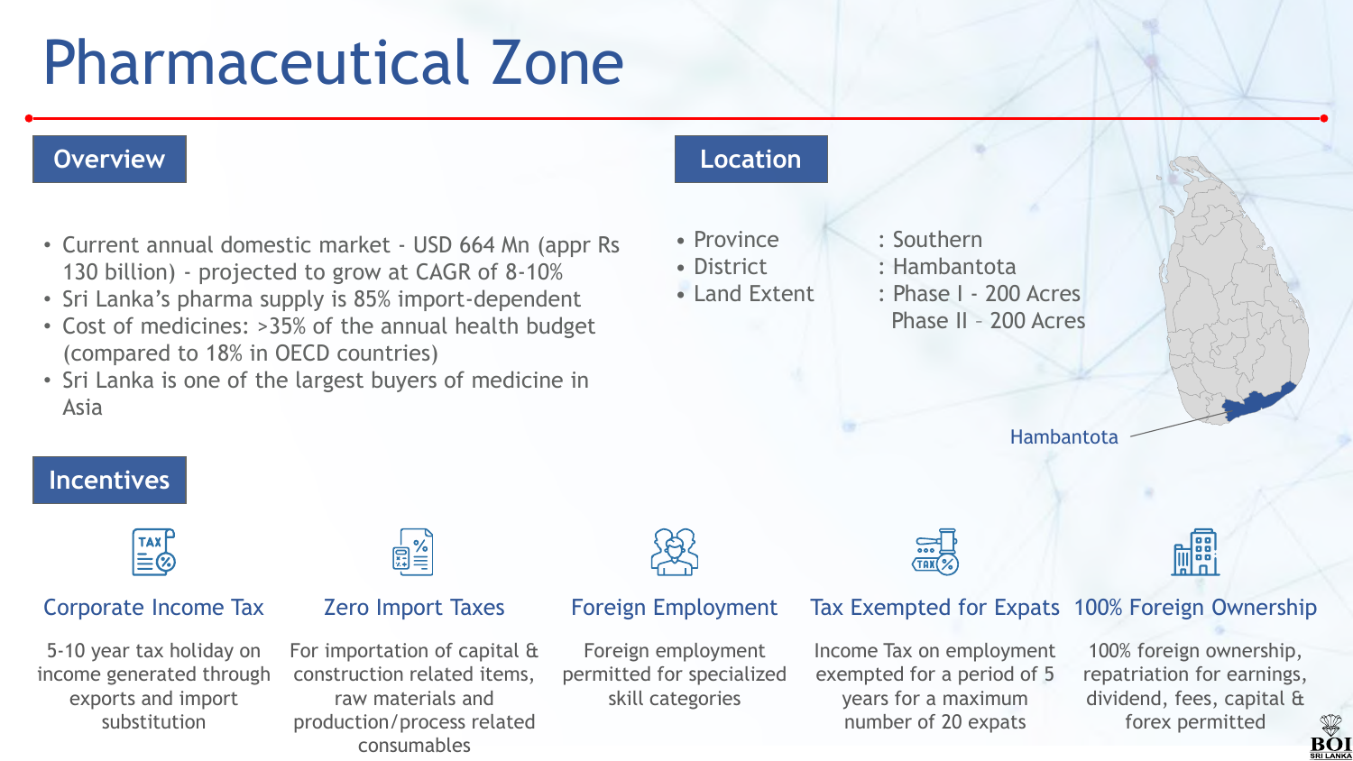# Pharmaceutical Zone

## Overview

- Current annual domestic market - USD 664 Mn (appr Rs 130 billion) - projected to grow at CAGR of 8-10%
- Sri Lanka's pharma supply is 85% import-dependent
- Cost of medicines: >35% of the annual health budget (compared to 18% in OECD countries)
- Sri Lanka is one of the largest buyers of medicine in Asia

## Location

- Province : Southern
- District : Hambantota
- Land Extent : Phase I - 200 Acres
  Phase II – 200 Acres

Hambantota

## Incentives

### Corporate Income Tax

5-10 year tax holiday on income generated through exports and import substitution

### Zero Import Taxes

For importation of capital & construction related items, raw materials and production/process related consumables

### Foreign Employment

Foreign employment permitted for specialized skill categories

### Tax Exempted for Expats

Income Tax on employment exempted for a period of 5 years for a maximum number of 20 expats

### 100% Foreign Ownership

100% foreign ownership, repatriation for earnings, dividend, fees, capital & forex permitted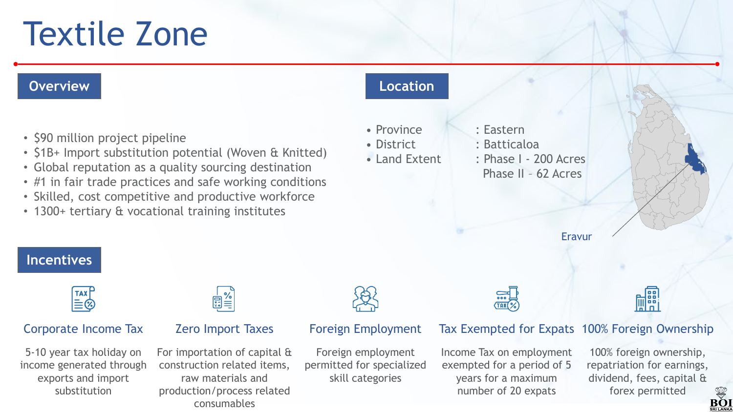# Textile Zone

## Overview

- $90 million project pipeline
- $1B+ Import substitution potential (Woven & Knitted)
- Global reputation as a quality sourcing destination
- #1 in fair trade practices and safe working conditions
- Skilled, cost competitive and productive workforce
- 1300+ tertiary & vocational training institutes

## Location

- Province : Eastern
- District : Batticaloa
- Land Extent : Phase I - 200 Acres
  Phase II – 62 Acres

Eravur

## Incentives

### Corporate Income Tax

5-10 year tax holiday on income generated through exports and import substitution

### Zero Import Taxes

For importation of capital & construction related items, raw materials and production/process related consumables

### Foreign Employment

Foreign employment permitted for specialized skill categories

### Tax Exempted for Expats

Income Tax on employment exempted for a period of 5 years for a maximum number of 20 expats

### 100% Foreign Ownership

100% foreign ownership, repatriation for earnings, dividend, fees, capital & forex permitted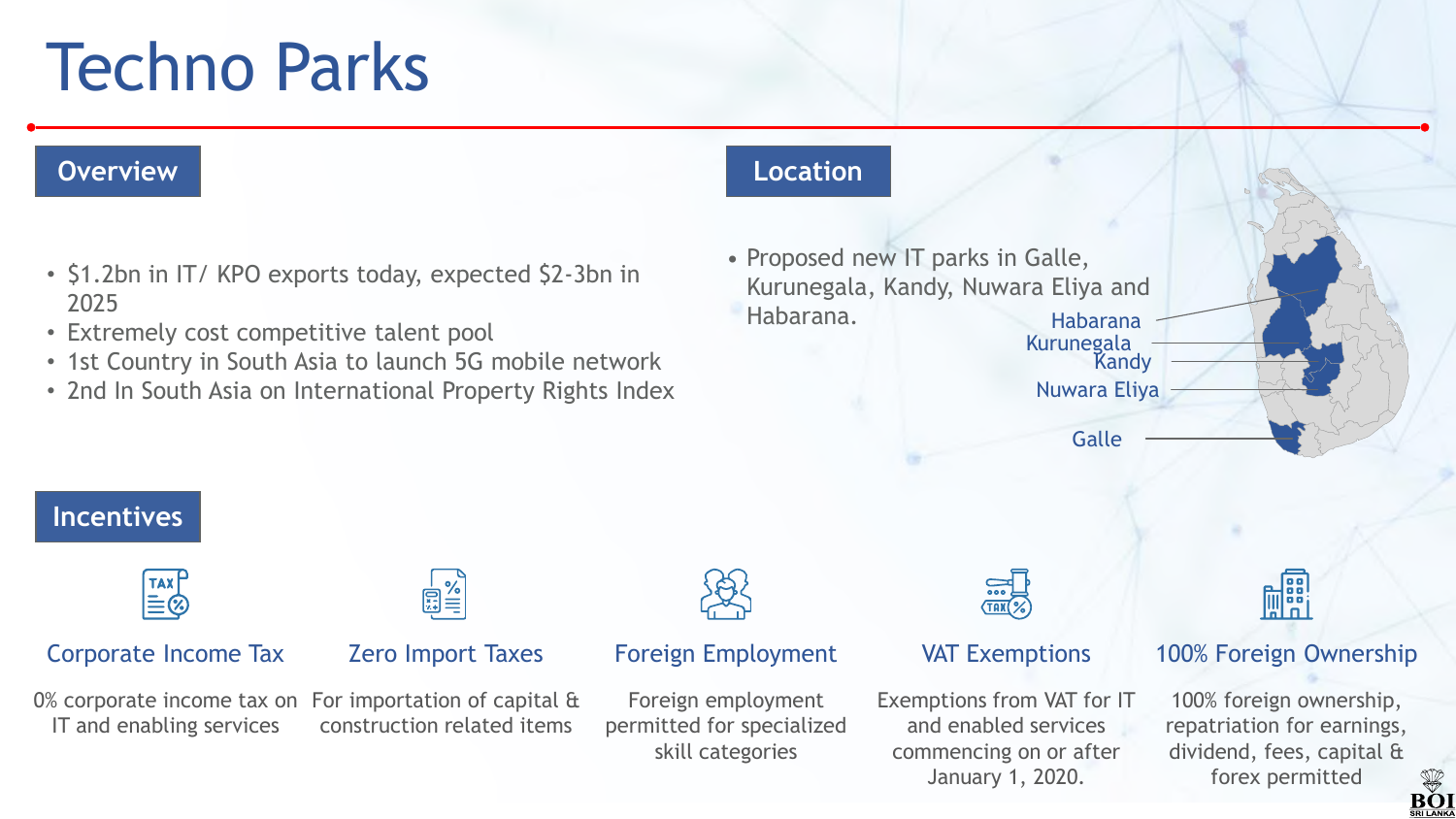# Techno Parks

## Overview

- $1.2bn in IT/ KPO exports today, expected $2-3bn in 2025
- Extremely cost competitive talent pool
- 1st Country in South Asia to launch 5G mobile network
- 2nd In South Asia on International Property Rights Index

## Location

- Proposed new IT parks in Galle, Kurunegala, Kandy, Nuwara Eliya and Habarana.

Habarana
Kurunegala
Kandy
Nuwara Eliya
Galle

## Incentives

### Corporate Income Tax

0% corporate income tax on IT and enabling services

### Zero Import Taxes

For importation of capital & construction related items

### Foreign Employment

Foreign employment permitted for specialized skill categories

### VAT Exemptions

Exemptions from VAT for IT and enabled services commencing on or after January 1, 2020.

### 100% Foreign Ownership

100% foreign ownership, repatriation for earnings, dividend, fees, capital & forex permitted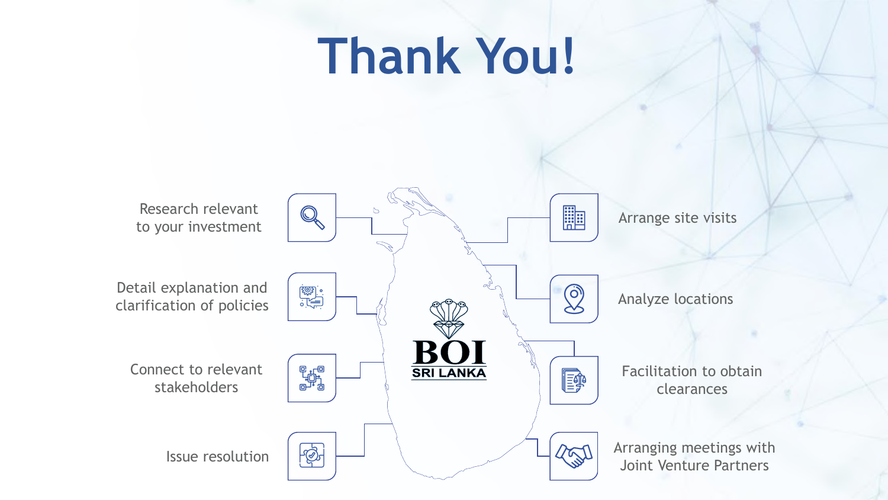# Thank You!

- Research relevant to your investment
- Detail explanation and clarification of policies
- Connect to relevant stakeholders
- Issue resolution

BOI
SRI LANKA

- Arrange site visits
- Analyze locations
- Facilitation to obtain clearances
- Arranging meetings with Joint Venture Partners